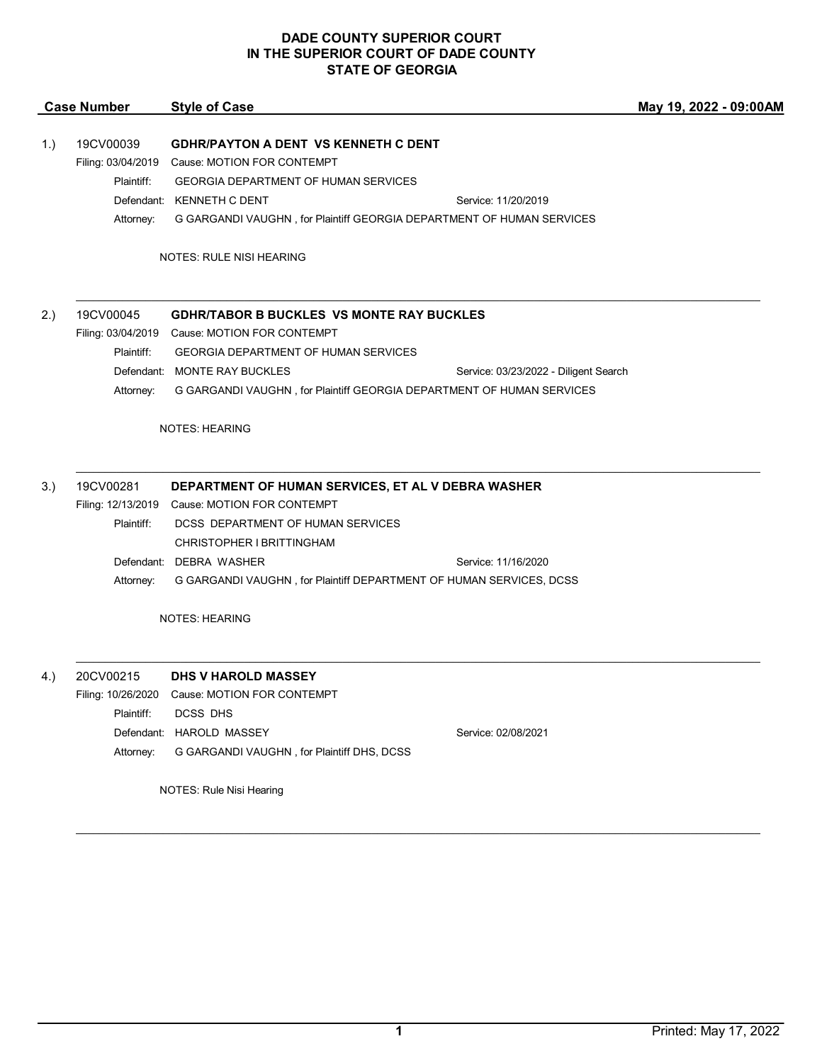**DADE COUNTY SUPERIOR COURT**
**IN THE SUPERIOR COURT OF DADE COUNTY**
**STATE OF GEORGIA**

| Case Number | Style of Case | May 19, 2022 - 09:00AM |
|---|---|---|

1.) 19CV00039 **GDHR/PAYTON A DENT VS KENNETH C DENT**

Filing: 03/04/2019 Cause: MOTION FOR CONTEMPT

Plaintiff: GEORGIA DEPARTMENT OF HUMAN SERVICES

Defendant: KENNETH C DENT Service: 11/20/2019

Attorney: G GARGANDI VAUGHN , for Plaintiff GEORGIA DEPARTMENT OF HUMAN SERVICES

NOTES: RULE NISI HEARING

---

2.) 19CV00045 **GDHR/TABOR B BUCKLES VS MONTE RAY BUCKLES**

Filing: 03/04/2019 Cause: MOTION FOR CONTEMPT

Plaintiff: GEORGIA DEPARTMENT OF HUMAN SERVICES

Defendant: MONTE RAY BUCKLES Service: 03/23/2022 - Diligent Search

Attorney: G GARGANDI VAUGHN , for Plaintiff GEORGIA DEPARTMENT OF HUMAN SERVICES

NOTES: HEARING

---

3.) 19CV00281 **DEPARTMENT OF HUMAN SERVICES, ET AL V DEBRA WASHER**

Filing: 12/13/2019 Cause: MOTION FOR CONTEMPT

Plaintiff: DCSS DEPARTMENT OF HUMAN SERVICES
CHRISTOPHER I BRITTINGHAM

Defendant: DEBRA WASHER Service: 11/16/2020

Attorney: G GARGANDI VAUGHN , for Plaintiff DEPARTMENT OF HUMAN SERVICES, DCSS

NOTES: HEARING

---

4.) 20CV00215 **DHS V HAROLD MASSEY**

Filing: 10/26/2020 Cause: MOTION FOR CONTEMPT

Plaintiff: DCSS DHS

Defendant: HAROLD MASSEY Service: 02/08/2021

Attorney: G GARGANDI VAUGHN , for Plaintiff DHS, DCSS

NOTES: Rule Nisi Hearing

---

Printed: May 17, 2022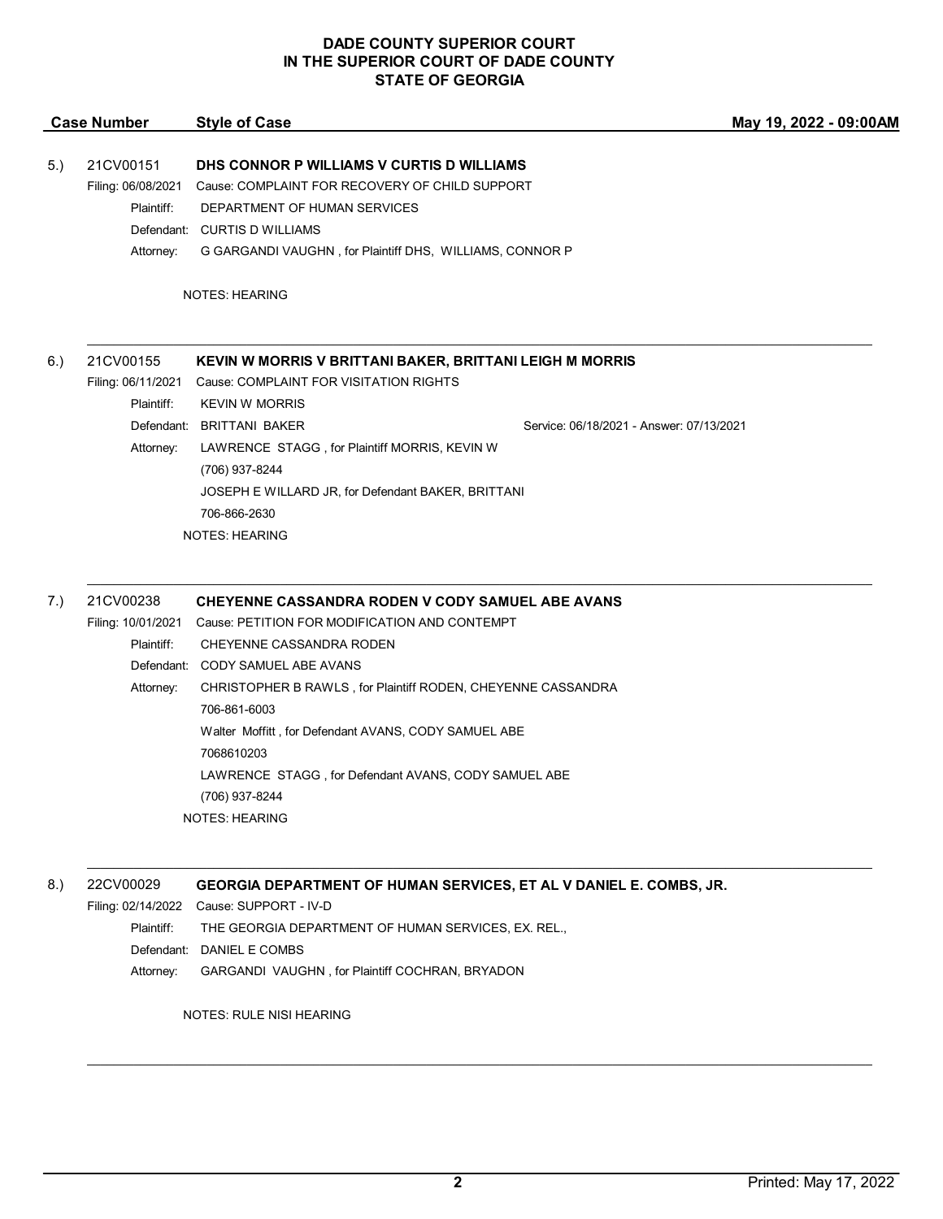**DADE COUNTY SUPERIOR COURT**
**IN THE SUPERIOR COURT OF DADE COUNTY**
**STATE OF GEORGIA**

| Case Number | Style of Case | May 19, 2022 - 09:00AM |
|---|---|---|

5.) 21CV00151 **DHS CONNOR P WILLIAMS V CURTIS D WILLIAMS**

Filing: 06/08/2021 Cause: COMPLAINT FOR RECOVERY OF CHILD SUPPORT
Plaintiff: DEPARTMENT OF HUMAN SERVICES
Defendant: CURTIS D WILLIAMS
Attorney: G GARGANDI VAUGHN , for Plaintiff DHS, WILLIAMS, CONNOR P

NOTES: HEARING

---

6.) 21CV00155 **KEVIN W MORRIS V BRITTANI BAKER, BRITTANI LEIGH M MORRIS**

Filing: 06/11/2021 Cause: COMPLAINT FOR VISITATION RIGHTS
Plaintiff: KEVIN W MORRIS
Defendant: BRITTANI BAKER — Service: 06/18/2021 - Answer: 07/13/2021
Attorney: LAWRENCE STAGG , for Plaintiff MORRIS, KEVIN W
(706) 937-8244
JOSEPH E WILLARD JR, for Defendant BAKER, BRITTANI
706-866-2630

NOTES: HEARING

---

7.) 21CV00238 **CHEYENNE CASSANDRA RODEN V CODY SAMUEL ABE AVANS**

Filing: 10/01/2021 Cause: PETITION FOR MODIFICATION AND CONTEMPT
Plaintiff: CHEYENNE CASSANDRA RODEN
Defendant: CODY SAMUEL ABE AVANS
Attorney: CHRISTOPHER B RAWLS , for Plaintiff RODEN, CHEYENNE CASSANDRA
706-861-6003
Walter Moffitt , for Defendant AVANS, CODY SAMUEL ABE
7068610203
LAWRENCE STAGG , for Defendant AVANS, CODY SAMUEL ABE
(706) 937-8244

NOTES: HEARING

---

8.) 22CV00029 **GEORGIA DEPARTMENT OF HUMAN SERVICES, ET AL V DANIEL E. COMBS, JR.**

Filing: 02/14/2022 Cause: SUPPORT - IV-D
Plaintiff: THE GEORGIA DEPARTMENT OF HUMAN SERVICES, EX. REL.,
Defendant: DANIEL E COMBS
Attorney: GARGANDI VAUGHN , for Plaintiff COCHRAN, BRYADON

NOTES: RULE NISI HEARING

---

Printed: May 17, 2022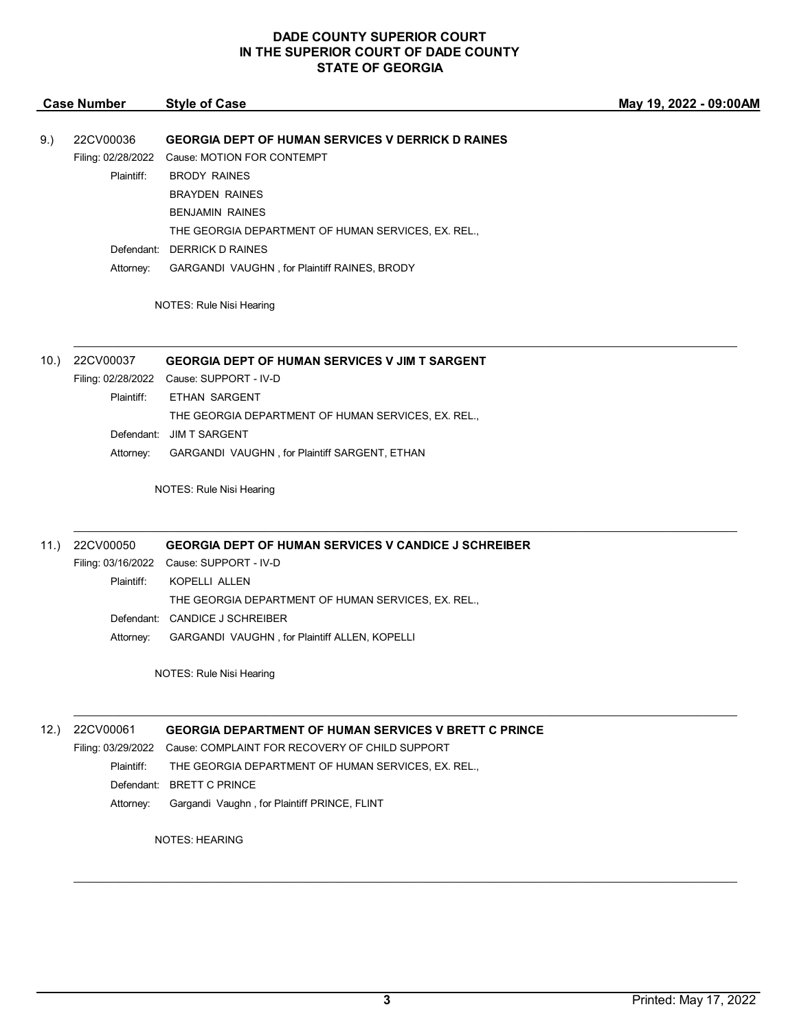# DADE COUNTY SUPERIOR COURT
## IN THE SUPERIOR COURT OF DADE COUNTY
## STATE OF GEORGIA

| Case Number | Style of Case | May 19, 2022 - 09:00AM |
|---|---|---|

**9.) 22CV00036 — GEORGIA DEPT OF HUMAN SERVICES V DERRICK D RAINES**

Filing: 02/28/2022 Cause: MOTION FOR CONTEMPT

Plaintiff: BRODY RAINES
BRAYDEN RAINES
BENJAMIN RAINES
THE GEORGIA DEPARTMENT OF HUMAN SERVICES, EX. REL.,

Defendant: DERRICK D RAINES

Attorney: GARGANDI VAUGHN , for Plaintiff RAINES, BRODY

NOTES: Rule Nisi Hearing

---

**10.) 22CV00037 — GEORGIA DEPT OF HUMAN SERVICES V JIM T SARGENT**

Filing: 02/28/2022 Cause: SUPPORT - IV-D

Plaintiff: ETHAN SARGENT
THE GEORGIA DEPARTMENT OF HUMAN SERVICES, EX. REL.,

Defendant: JIM T SARGENT

Attorney: GARGANDI VAUGHN , for Plaintiff SARGENT, ETHAN

NOTES: Rule Nisi Hearing

---

**11.) 22CV00050 — GEORGIA DEPT OF HUMAN SERVICES V CANDICE J SCHREIBER**

Filing: 03/16/2022 Cause: SUPPORT - IV-D

Plaintiff: KOPELLI ALLEN
THE GEORGIA DEPARTMENT OF HUMAN SERVICES, EX. REL.,

Defendant: CANDICE J SCHREIBER

Attorney: GARGANDI VAUGHN , for Plaintiff ALLEN, KOPELLI

NOTES: Rule Nisi Hearing

---

**12.) 22CV00061 — GEORGIA DEPARTMENT OF HUMAN SERVICES V BRETT C PRINCE**

Filing: 03/29/2022 Cause: COMPLAINT FOR RECOVERY OF CHILD SUPPORT

Plaintiff: THE GEORGIA DEPARTMENT OF HUMAN SERVICES, EX. REL.,

Defendant: BRETT C PRINCE

Attorney: Gargandi Vaughn , for Plaintiff PRINCE, FLINT

NOTES: HEARING

---

Printed: May 17, 2022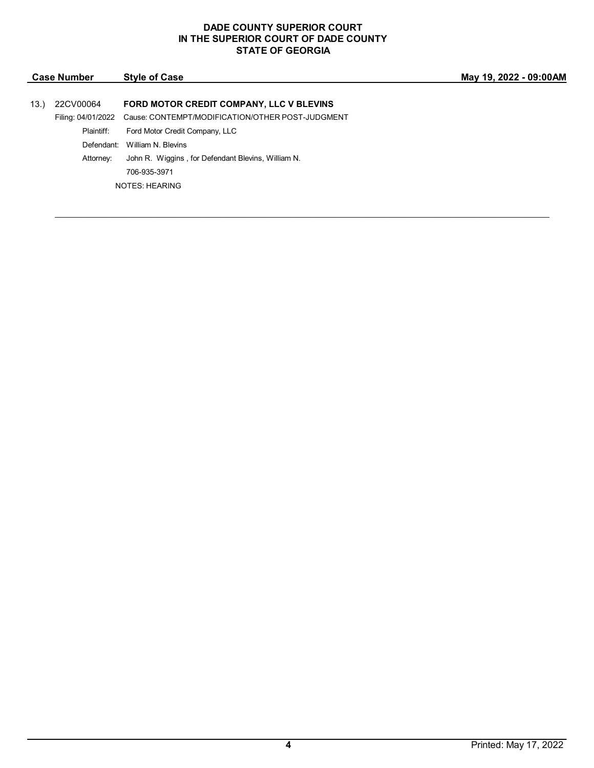**DADE COUNTY SUPERIOR COURT**
**IN THE SUPERIOR COURT OF DADE COUNTY**
**STATE OF GEORGIA**

| Case Number | Style of Case | May 19, 2022 - 09:00AM |
|---|---|---|

13.) 22CV00064 **FORD MOTOR CREDIT COMPANY, LLC V BLEVINS**

Filing: 04/01/2022 Cause: CONTEMPT/MODIFICATION/OTHER POST-JUDGMENT

Plaintiff: Ford Motor Credit Company, LLC

Defendant: William N. Blevins

Attorney: John R. Wiggins , for Defendant Blevins, William N.

706-935-3971

NOTES: HEARING

Printed: May 17, 2022